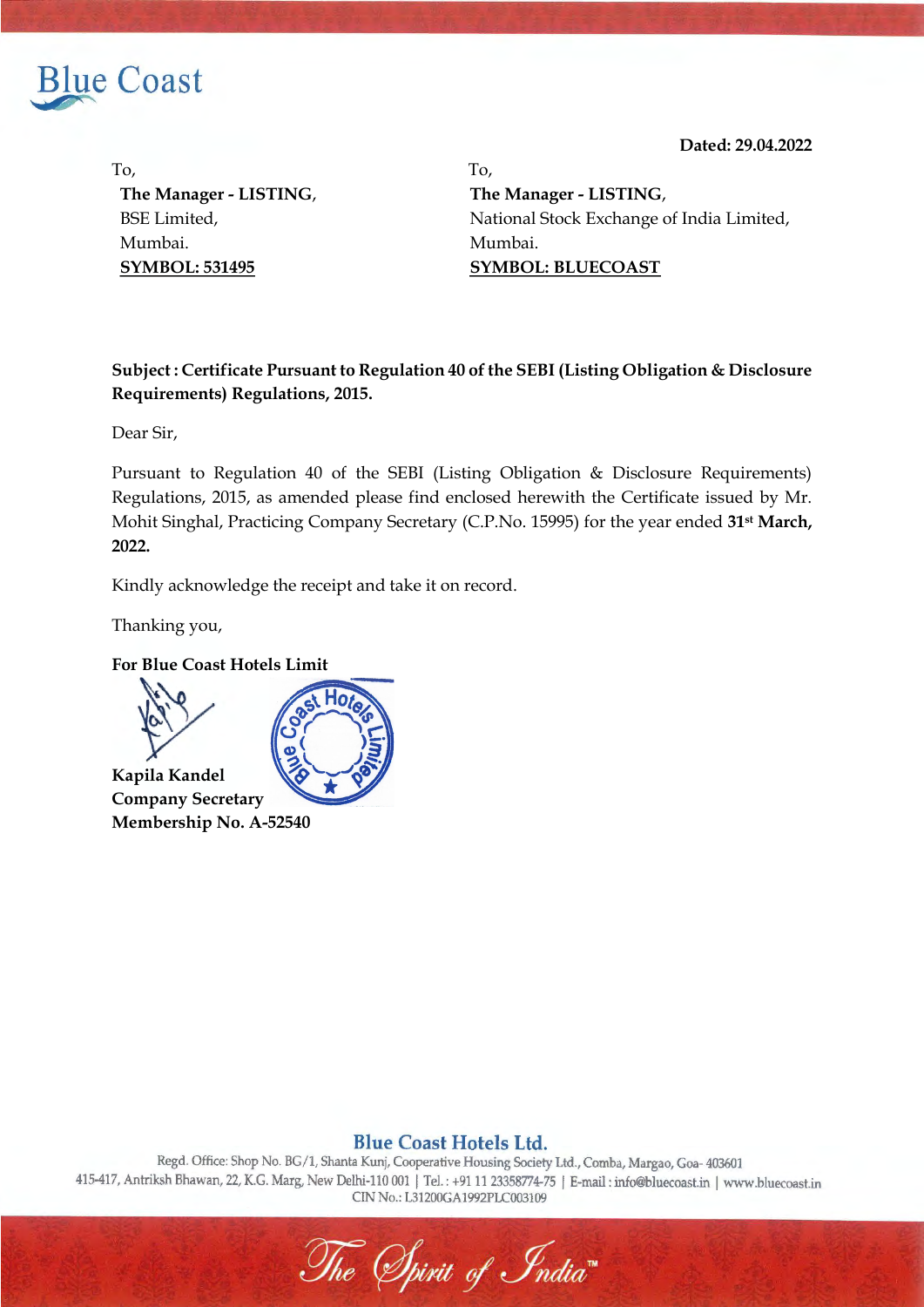Blue Coast

**Dated: 29.04.2022**

To,
**The Manager - LISTING**,
BSE Limited,
Mumbai.
**SYMBOL: 531495**

To,
**The Manager - LISTING**,
National Stock Exchange of India Limited,
Mumbai.
**SYMBOL: BLUECOAST**

**Subject : Certificate Pursuant to Regulation 40 of the SEBI (Listing Obligation & Disclosure Requirements) Regulations, 2015.**

Dear Sir,

Pursuant to Regulation 40 of the SEBI (Listing Obligation & Disclosure Requirements) Regulations, 2015, as amended please find enclosed herewith the Certificate issued by Mr. Mohit Singhal, Practicing Company Secretary (C.P.No. 15995) for the year ended **31st March, 2022.**

Kindly acknowledge the receipt and take it on record.

Thanking you,

**For Blue Coast Hotels Limit**

**Kapila Kandel**
**Company Secretary**
**Membership No. A-52540**

**Blue Coast Hotels Ltd.**
Regd. Office: Shop No. BG/1, Shanta Kunj, Cooperative Housing Society Ltd., Comba, Margao, Goa- 403601
415-417, Antriksh Bhawan, 22, K.G. Marg, New Delhi-110 001 | Tel. : +91 11 23358774-75 | E-mail : info@bluecoast.in | www.bluecoast.in
CIN No.: L31200GA1992PLC003109

The Spirit of India™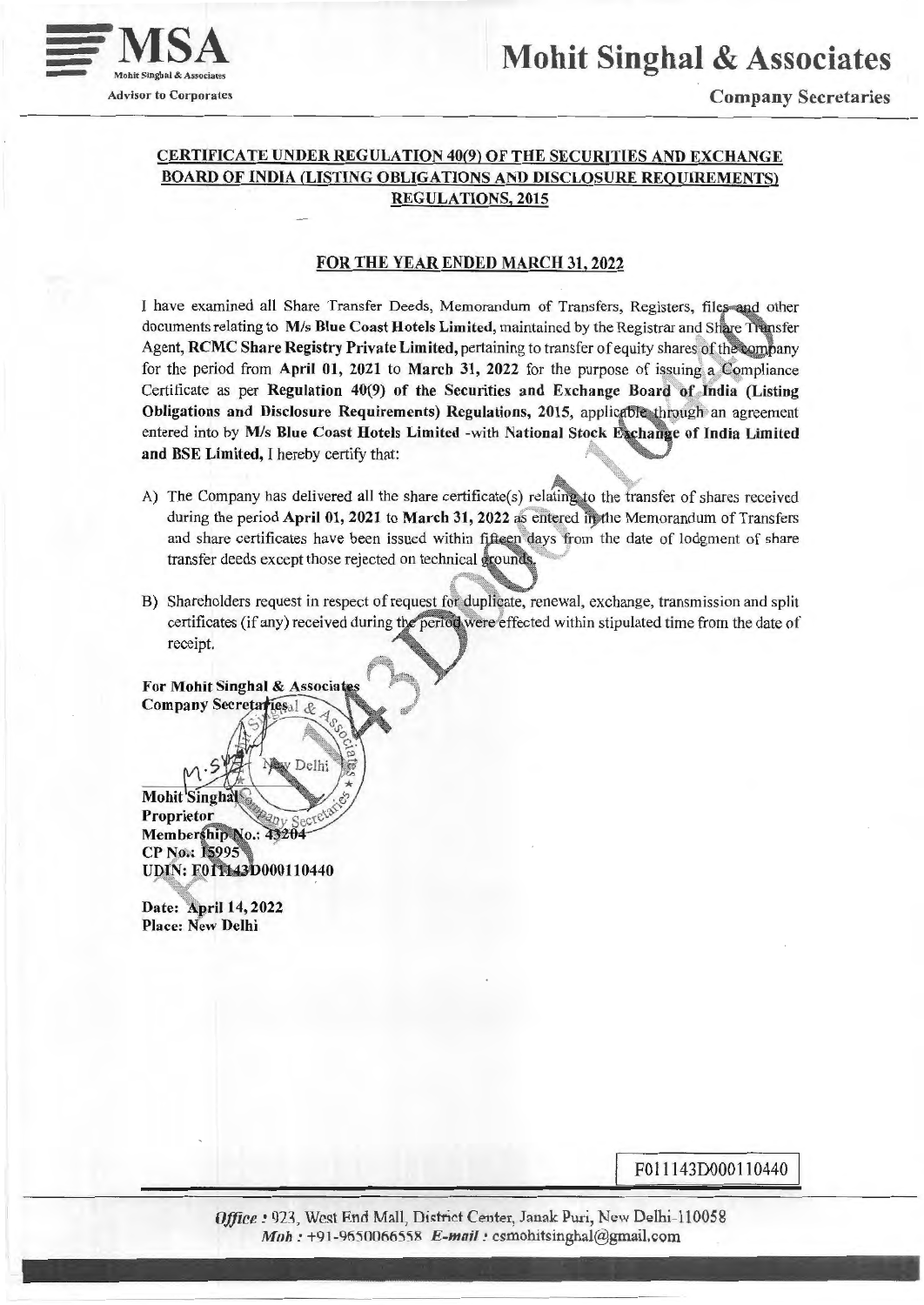**MSA**
Mohit Singhal & Associates
Advisor to Corporates

# Mohit Singhal & Associates

**Company Secretaries**

## CERTIFICATE UNDER REGULATION 40(9) OF THE SECURITIES AND EXCHANGE BOARD OF INDIA (LISTING OBLIGATIONS AND DISCLOSURE REQUIREMENTS) REGULATIONS, 2015

### FOR THE YEAR ENDED MARCH 31, 2022

I have examined all Share Transfer Deeds, Memorandum of Transfers, Registers, files and other documents relating to **M/s Blue Coast Hotels Limited,** maintained by the Registrar and Share Transfer Agent, **RCMC Share Registry Private Limited,** pertaining to transfer of equity shares of the company for the period from **April 01, 2021** to **March 31, 2022** for the purpose of issuing a Compliance Certificate as per **Regulation 40(9) of the Securities and Exchange Board of India (Listing Obligations and Disclosure Requirements) Regulations, 2015**, applicable through an agreement entered into by **M/s Blue Coast Hotels Limited** -with **National Stock Exchange of India Limited and BSE Limited,** I hereby certify that:

A) The Company has delivered all the share certificate(s) relating to the transfer of shares received during the period **April 01, 2021** to **March 31, 2022** as entered in the Memorandum of Transfers and share certificates have been issued within fifteen days from the date of lodgment of share transfer deeds except those rejected on technical grounds.

B) Shareholders request in respect of request for duplicate, renewal, exchange, transmission and split certificates (if any) received during the period were effected within stipulated time from the date of receipt.

**For Mohit Singhal & Associates**
**Company Secretaries**

**Mohit Singhal**
**Proprietor**
**Membership No.: 43204**
**CP No.: 15995**
**UDIN: F011143D000110440**

**Date: April 14, 2022**
**Place: New Delhi**

F011143D000110440

***Office :*** 923, West End Mall, District Center, Janak Puri, New Delhi-110058
***Mob :*** +91-9650066558 ***E-mail :*** csmohitsinghal@gmail.com